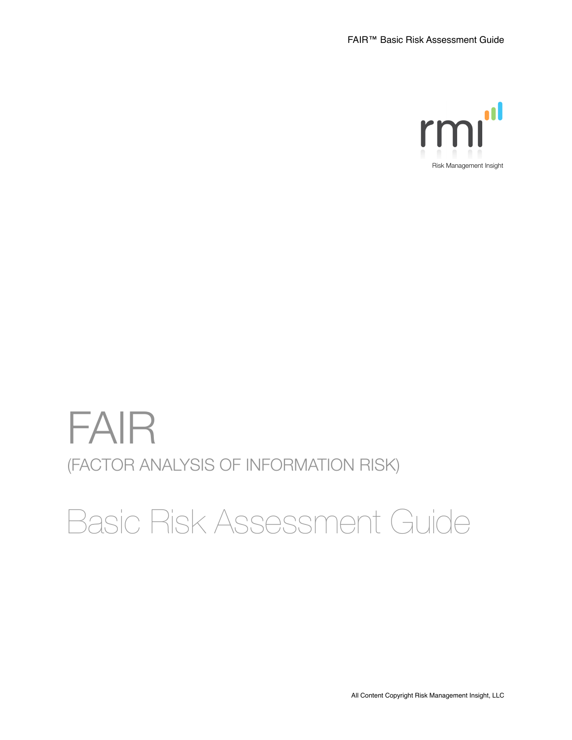Risk Management Insight

# FAIR

## (FACTOR ANALYSIS OF INFORMATION RISK)

# Basic Risk Assessment Guide

All Content Copyright Risk Management Insight, LLC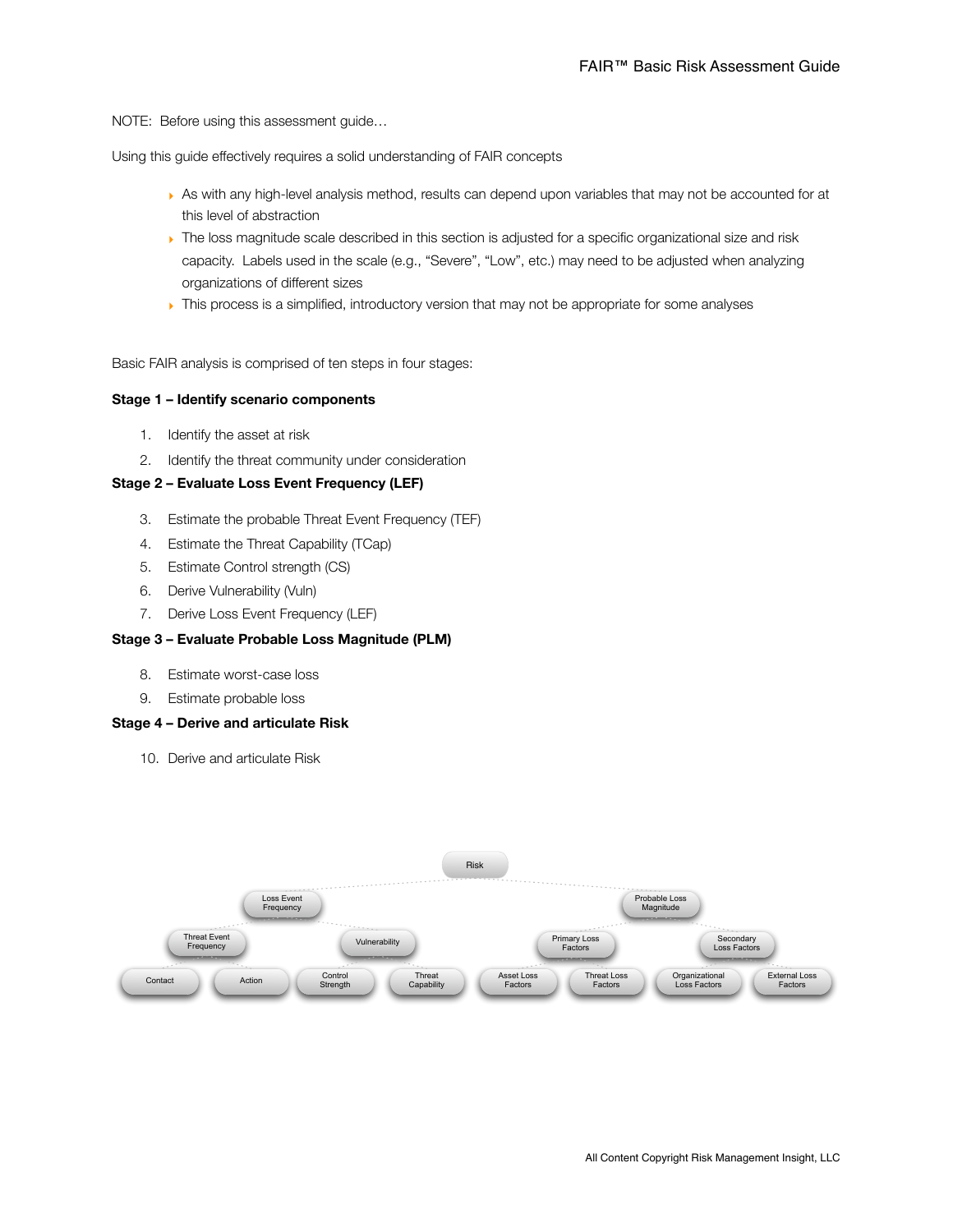NOTE: Before using this assessment guide…

Using this guide effectively requires a solid understanding of FAIR concepts

- As with any high-level analysis method, results can depend upon variables that may not be accounted for at this level of abstraction
- The loss magnitude scale described in this section is adjusted for a specific organizational size and risk capacity. Labels used in the scale (e.g., "Severe", "Low", etc.) may need to be adjusted when analyzing organizations of different sizes
- This process is a simplified, introductory version that may not be appropriate for some analyses

Basic FAIR analysis is comprised of ten steps in four stages:

**Stage 1 – Identify scenario components**

1. Identify the asset at risk
2. Identify the threat community under consideration

**Stage 2 – Evaluate Loss Event Frequency (LEF)**

3. Estimate the probable Threat Event Frequency (TEF)
4. Estimate the Threat Capability (TCap)
5. Estimate Control strength (CS)
6. Derive Vulnerability (Vuln)
7. Derive Loss Event Frequency (LEF)

**Stage 3 – Evaluate Probable Loss Magnitude (PLM)**

8. Estimate worst-case loss
9. Estimate probable loss

**Stage 4 – Derive and articulate Risk**

10. Derive and articulate Risk

Risk
- Loss Event Frequency
  - Threat Event Frequency
    - Contact
    - Action
  - Vulnerability
    - Control Strength
    - Threat Capability
- Probable Loss Magnitude
  - Primary Loss Factors
    - Asset Loss Factors
    - Threat Loss Factors
  - Secondary Loss Factors
    - Organizational Loss Factors
    - External Loss Factors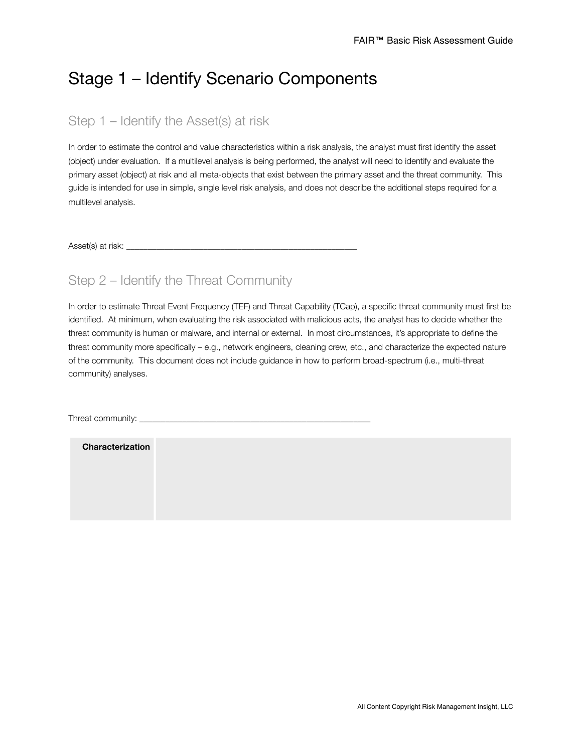# Stage 1 – Identify Scenario Components

## Step 1 – Identify the Asset(s) at risk

In order to estimate the control and value characteristics within a risk analysis, the analyst must first identify the asset (object) under evaluation. If a multilevel analysis is being performed, the analyst will need to identify and evaluate the primary asset (object) at risk and all meta-objects that exist between the primary asset and the threat community. This guide is intended for use in simple, single level risk analysis, and does not describe the additional steps required for a multilevel analysis.

Asset(s) at risk: ______________________________________________________

## Step 2 – Identify the Threat Community

In order to estimate Threat Event Frequency (TEF) and Threat Capability (TCap), a specific threat community must first be identified. At minimum, when evaluating the risk associated with malicious acts, the analyst has to decide whether the threat community is human or malware, and internal or external. In most circumstances, it's appropriate to define the threat community more specifically – e.g., network engineers, cleaning crew, etc., and characterize the expected nature of the community. This document does not include guidance in how to perform broad-spectrum (i.e., multi-threat community) analyses.

Threat community: ______________________________________________________

| **Characterization** | |
|---|---|
| | |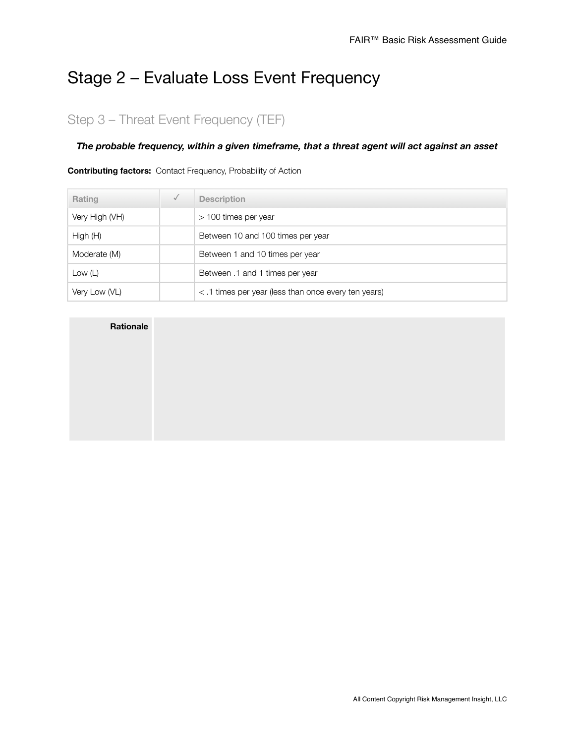# Stage 2 – Evaluate Loss Event Frequency

## Step 3 – Threat Event Frequency (TEF)

***The probable frequency, within a given timeframe, that a threat agent will act against an asset***

**Contributing factors:** Contact Frequency, Probability of Action

| Rating | ✓ | Description |
|---|---|---|
| Very High (VH) | | > 100 times per year |
| High (H) | | Between 10 and 100 times per year |
| Moderate (M) | | Between 1 and 10 times per year |
| Low (L) | | Between .1 and 1 times per year |
| Very Low (VL) | | < .1 times per year (less than once every ten years) |

| Rationale | |
|---|---|
| | |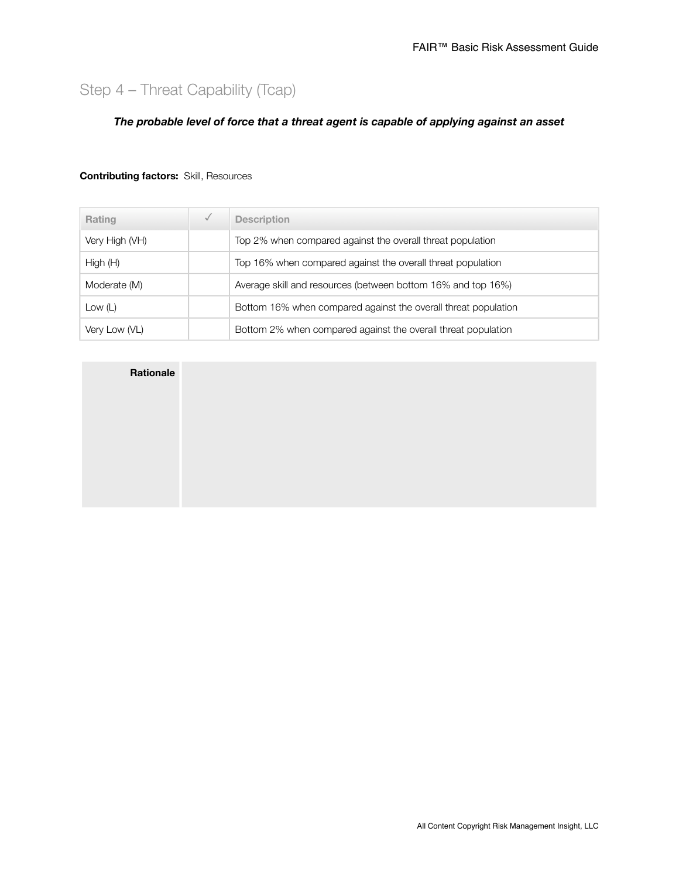## Step 4 – Threat Capability (Tcap)

***The probable level of force that a threat agent is capable of applying against an asset***

**Contributing factors:** Skill, Resources

| Rating | ✓ | Description |
|---|---|---|
| Very High (VH) | | Top 2% when compared against the overall threat population |
| High (H) | | Top 16% when compared against the overall threat population |
| Moderate (M) | | Average skill and resources (between bottom 16% and top 16%) |
| Low (L) | | Bottom 16% when compared against the overall threat population |
| Very Low (VL) | | Bottom 2% when compared against the overall threat population |

| **Rationale** | |
|---|---|
| | |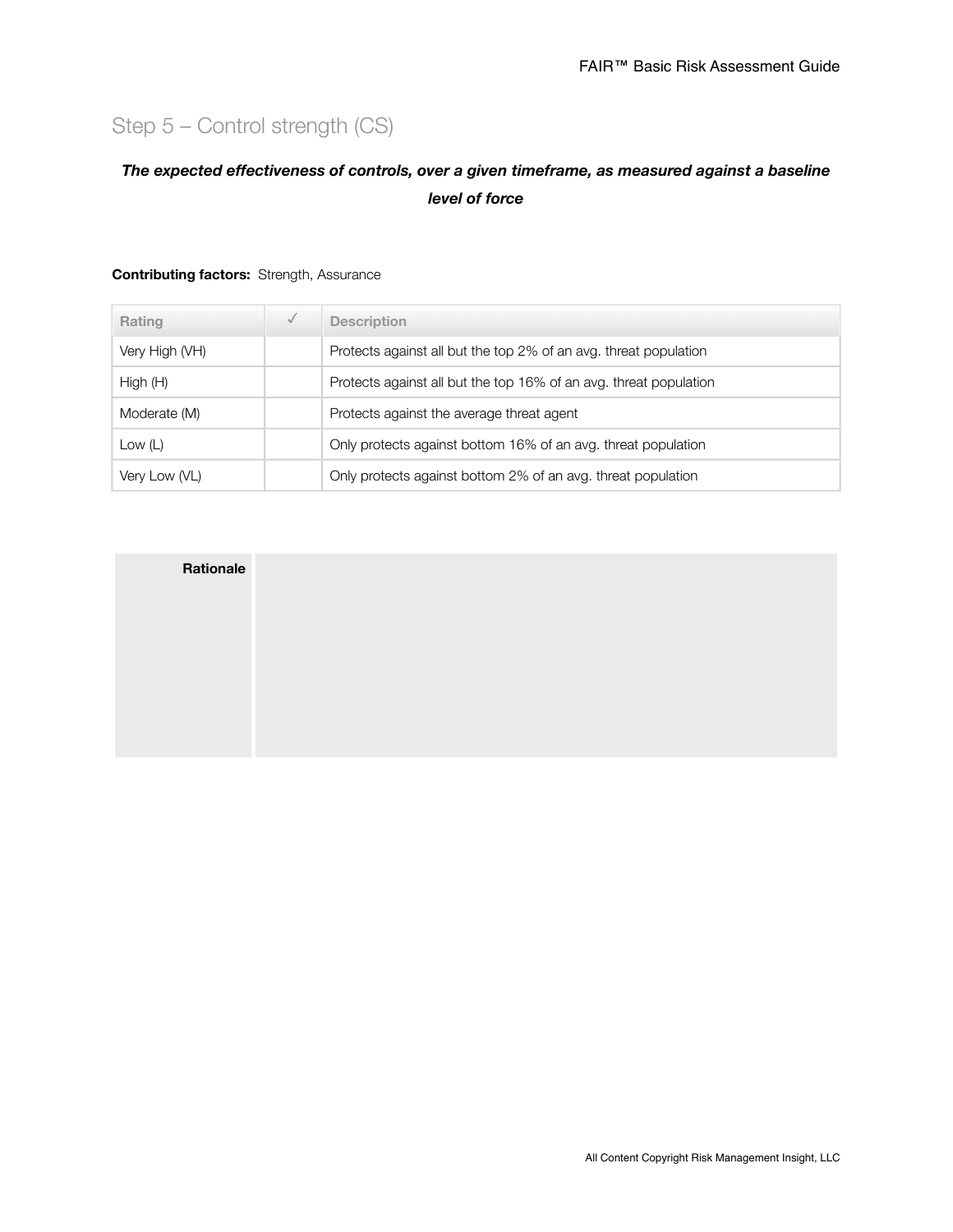## Step 5 – Control strength (CS)

***The expected effectiveness of controls, over a given timeframe, as measured against a baseline level of force***

**Contributing factors:** Strength, Assurance

| Rating | ✓ | Description |
|---|---|---|
| Very High (VH) | | Protects against all but the top 2% of an avg. threat population |
| High (H) | | Protects against all but the top 16% of an avg. threat population |
| Moderate (M) | | Protects against the average threat agent |
| Low (L) | | Only protects against bottom 16% of an avg. threat population |
| Very Low (VL) | | Only protects against bottom 2% of an avg. threat population |

| **Rationale** | |
|---|---|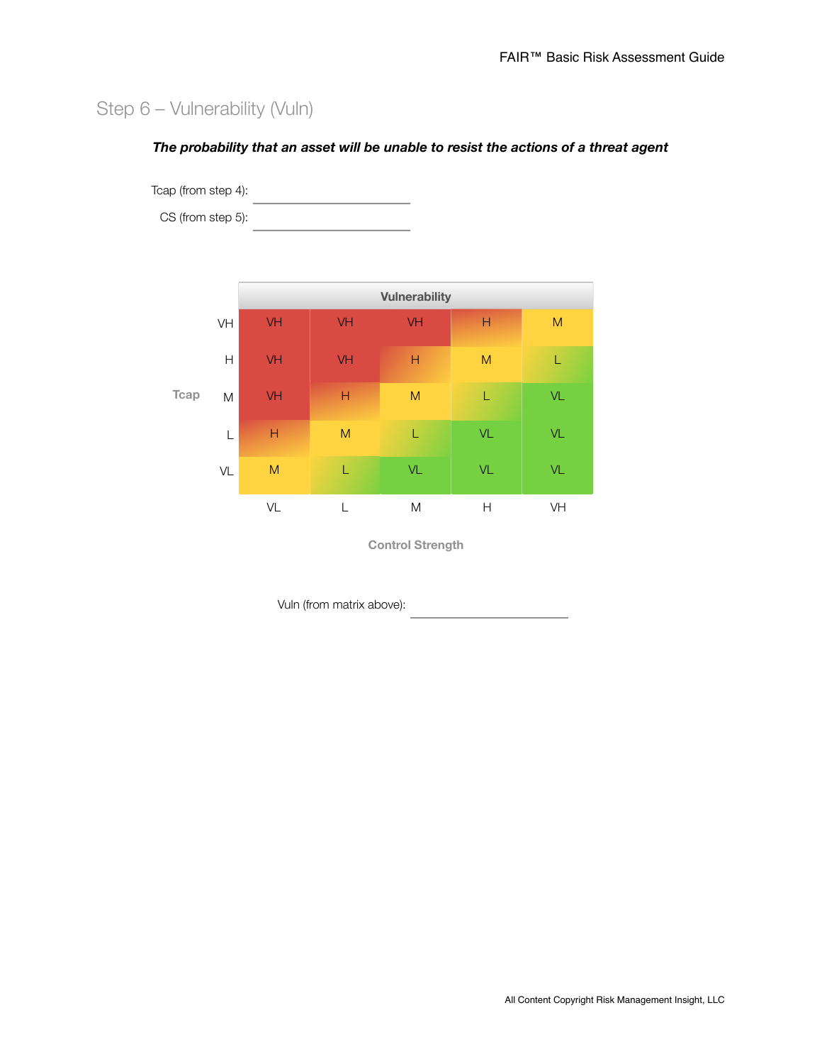## Step 6 – Vulnerability (Vuln)

***The probability that an asset will be unable to resist the actions of a threat agent***

Tcap (from step 4): ____________________

CS (from step 5): ____________________

**Vulnerability**

| Tcap \ Control Strength | VL | L | M | H | VH |
|---|---|---|---|---|---|
| VH | VH | VH | VH | H | M |
| H | VH | VH | H | M | L |
| M | VH | H | M | L | VL |
| L | H | M | L | VL | VL |
| VL | M | L | VL | VL | VL |

Vuln (from matrix above): ____________________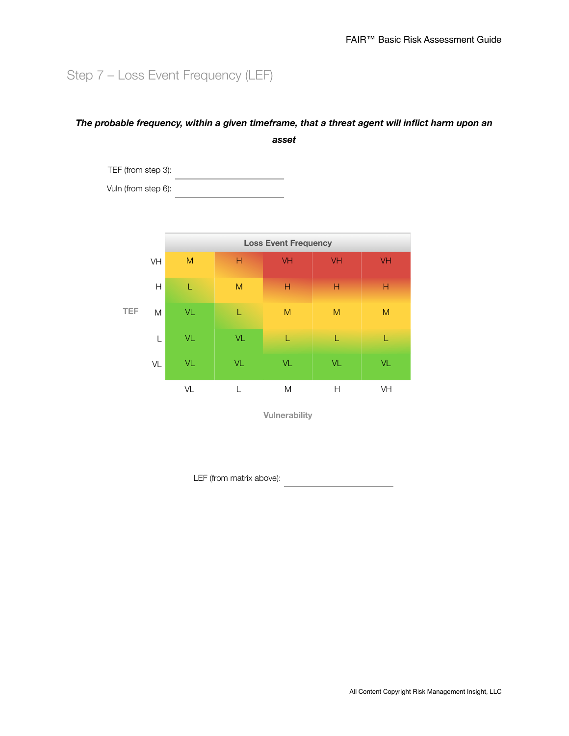## Step 7 – Loss Event Frequency (LEF)

***The probable frequency, within a given timeframe, that a threat agent will inflict harm upon an asset***

TEF (from step 3): \_\_\_\_\_\_\_\_\_\_\_\_\_\_\_\_\_\_\_\_

Vuln (from step 6): \_\_\_\_\_\_\_\_\_\_\_\_\_\_\_\_\_\_\_\_

**Loss Event Frequency**

| TEF \ Vulnerability | VL | L | M | H | VH |
|---|---|---|---|---|---|
| VH | M | H | VH | VH | VH |
| H | L | M | H | H | H |
| M | VL | L | M | M | M |
| L | VL | VL | L | L | L |
| VL | VL | VL | VL | VL | VL |

LEF (from matrix above): \_\_\_\_\_\_\_\_\_\_\_\_\_\_\_\_\_\_\_\_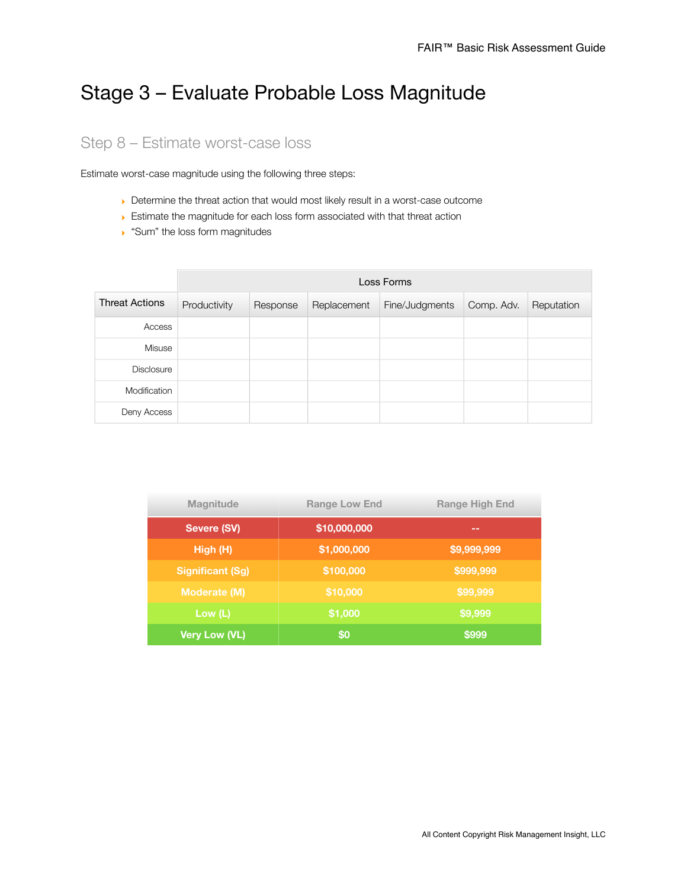# Stage 3 – Evaluate Probable Loss Magnitude

## Step 8 – Estimate worst-case loss

Estimate worst-case magnitude using the following three steps:

- Determine the threat action that would most likely result in a worst-case outcome
- Estimate the magnitude for each loss form associated with that threat action
- "Sum" the loss form magnitudes

| | Loss Forms | | | | | |
|---|---|---|---|---|---|---|
| Threat Actions | Productivity | Response | Replacement | Fine/Judgments | Comp. Adv. | Reputation |
| Access | | | | | | |
| Misuse | | | | | | |
| Disclosure | | | | | | |
| Modification | | | | | | |
| Deny Access | | | | | | |

| Magnitude | Range Low End | Range High End |
|---|---|---|
| Severe (SV) | $10,000,000 | -- |
| High (H) | $1,000,000 | $9,999,999 |
| Significant (Sg) | $100,000 | $999,999 |
| Moderate (M) | $10,000 | $99,999 |
| Low (L) | $1,000 | $9,999 |
| Very Low (VL) | $0 | $999 |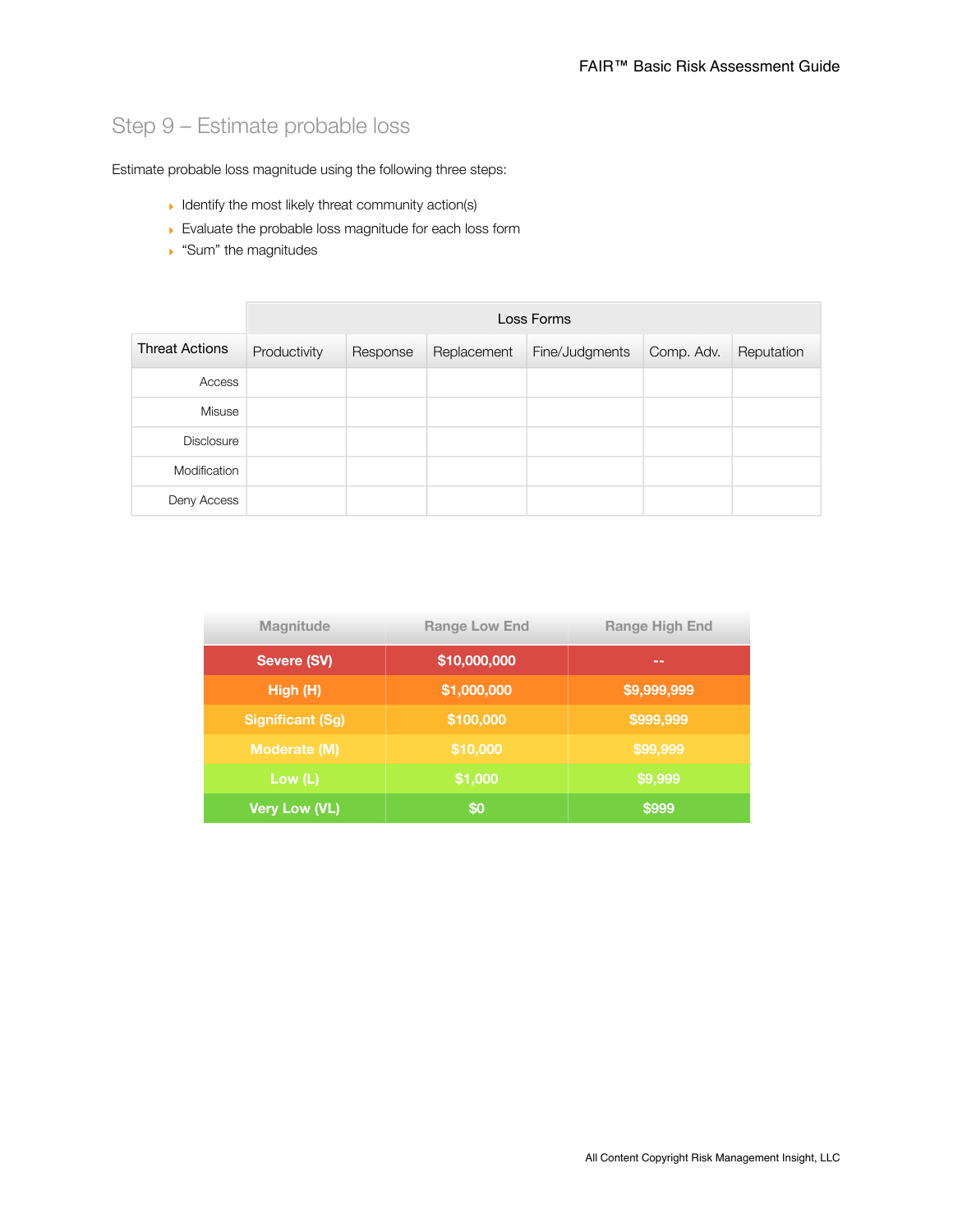## Step 9 – Estimate probable loss

Estimate probable loss magnitude using the following three steps:

- Identify the most likely threat community action(s)
- Evaluate the probable loss magnitude for each loss form
- "Sum" the magnitudes

| | Loss Forms | | | | | |
|---|---|---|---|---|---|---|
| Threat Actions | Productivity | Response | Replacement | Fine/Judgments | Comp. Adv. | Reputation |
| Access | | | | | | |
| Misuse | | | | | | |
| Disclosure | | | | | | |
| Modification | | | | | | |
| Deny Access | | | | | | |

| Magnitude | Range Low End | Range High End |
|---|---|---|
| Severe (SV) | $10,000,000 | -- |
| High (H) | $1,000,000 | $9,999,999 |
| Significant (Sg) | $100,000 | $999,999 |
| Moderate (M) | $10,000 | $99,999 |
| Low (L) | $1,000 | $9,999 |
| Very Low (VL) | $0 | $999 |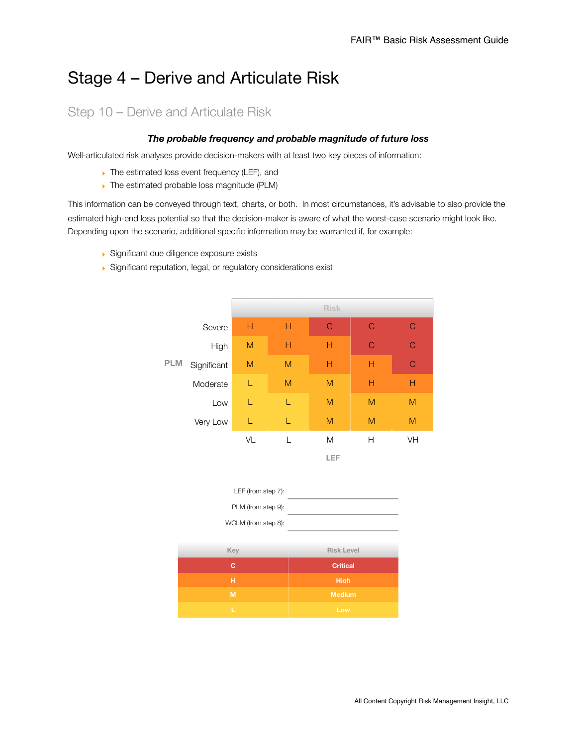# Stage 4 – Derive and Articulate Risk

## Step 10 – Derive and Articulate Risk

***The probable frequency and probable magnitude of future loss***

Well-articulated risk analyses provide decision-makers with at least two key pieces of information:

- The estimated loss event frequency (LEF), and
- The estimated probable loss magnitude (PLM)

This information can be conveyed through text, charts, or both. In most circumstances, it's advisable to also provide the estimated high-end loss potential so that the decision-maker is aware of what the worst-case scenario might look like. Depending upon the scenario, additional specific information may be warranted if, for example:

- Significant due diligence exposure exists
- Significant reputation, legal, or regulatory considerations exist

| PLM | Risk | | | | |
|---|---|---|---|---|---|
| Severe | H | H | C | C | C |
| High | M | H | H | C | C |
| Significant | M | M | H | H | C |
| Moderate | L | M | M | H | H |
| Low | L | L | M | M | M |
| Very Low | L | L | M | M | M |
| **LEF** | VL | L | M | H | VH |

LEF (from step 7): ____________________

PLM (from step 9): ____________________

WCLM (from step 8): ____________________

| Key | Risk Level |
|---|---|
| C | Critical |
| H | High |
| M | Medium |
| L | Low |